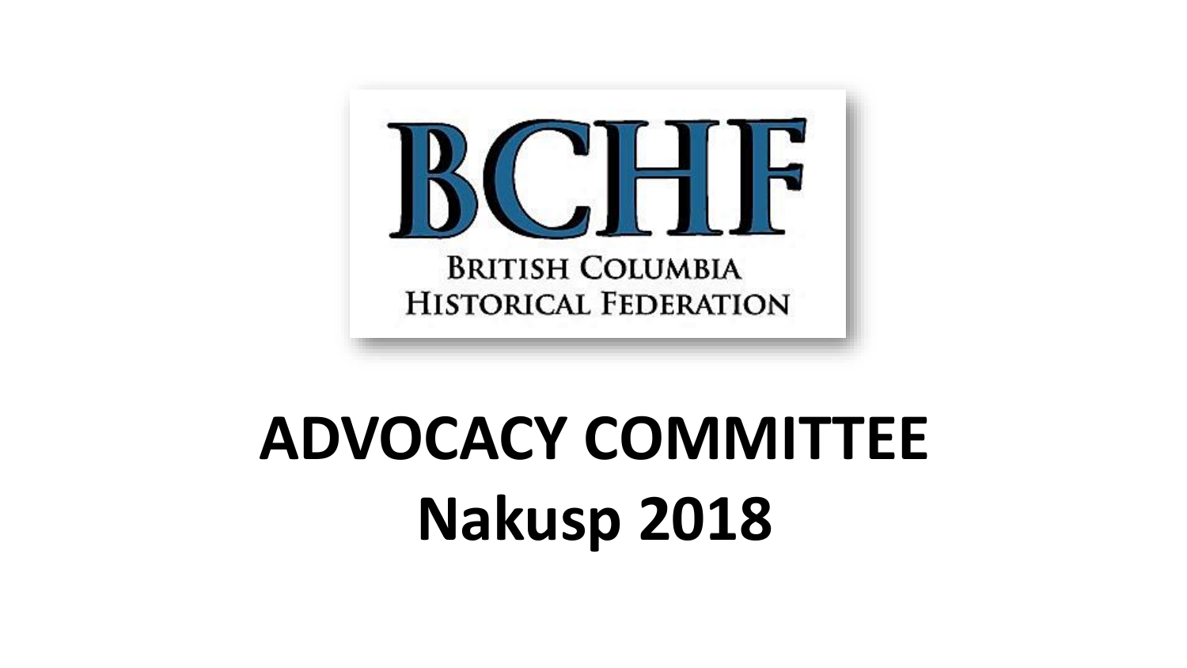BCHF

BRITISH COLUMBIA
HISTORICAL FEDERATION

# ADVOCACY COMMITTEE
# Nakusp 2018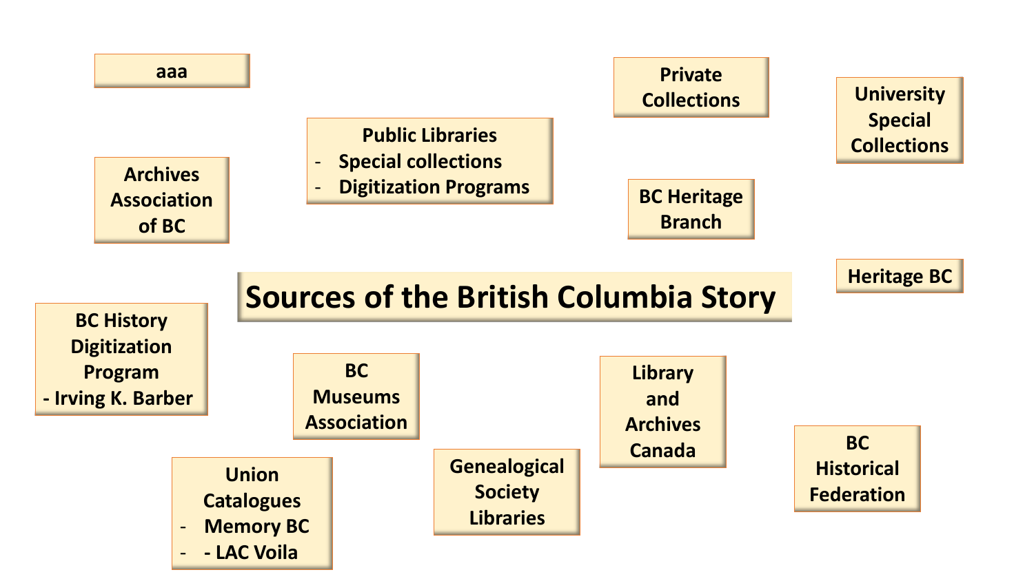# Sources of the British Columbia Story

aaa

Archives Association of BC

Public Libraries
- Special collections
- Digitization Programs

Private Collections

University Special Collections

BC Heritage Branch

Heritage BC

BC History Digitization Program
- Irving K. Barber

BC Museums Association

Library and Archives Canada

BC Historical Federation

Union Catalogues
- Memory BC
- - LAC Voila

Genealogical Society Libraries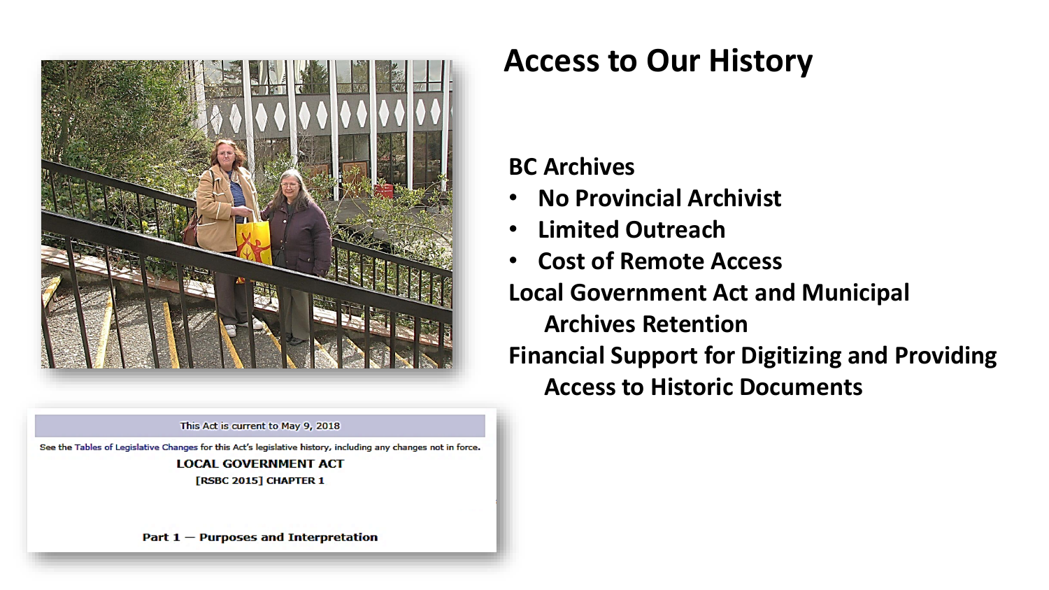# Access to Our History

**BC Archives**

- **No Provincial Archivist**
- **Limited Outreach**
- **Cost of Remote Access**

**Local Government Act and Municipal Archives Retention**

**Financial Support for Digitizing and Providing Access to Historic Documents**

This Act is current to May 9, 2018

See the Tables of Legislative Changes for this Act's legislative history, including any changes not in force.

**LOCAL GOVERNMENT ACT**

**[RSBC 2015] CHAPTER 1**

**Part 1 — Purposes and Interpretation**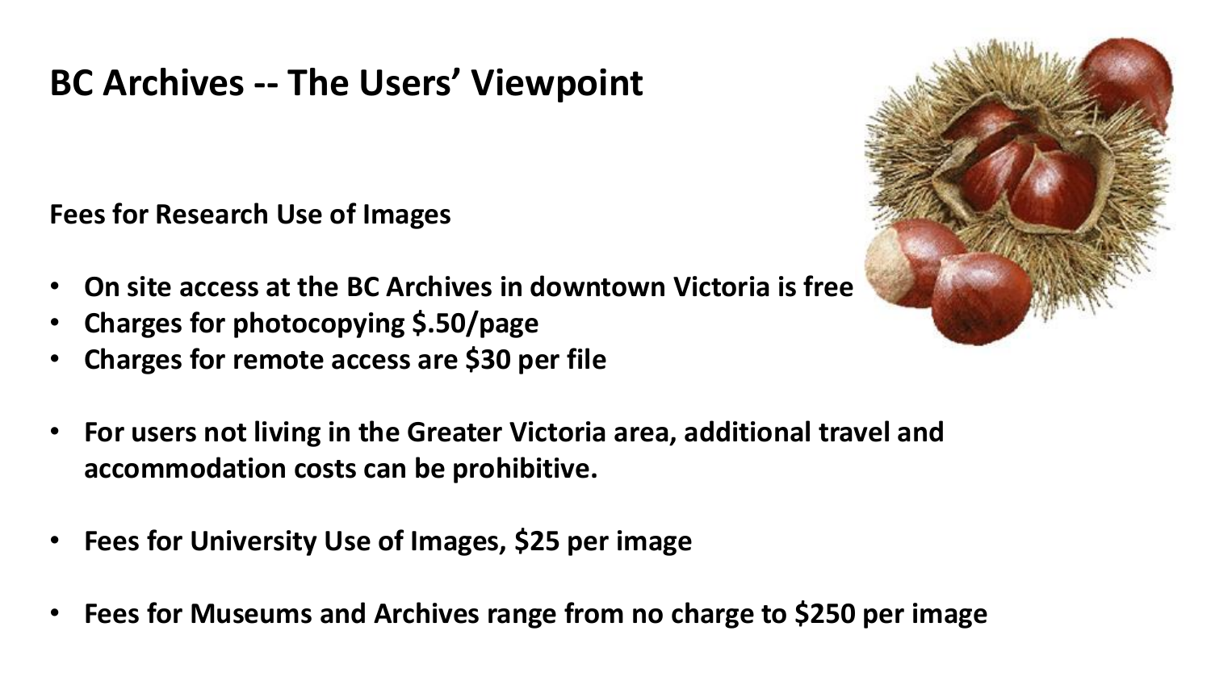# BC Archives -- The Users' Viewpoint

**Fees for Research Use of Images**

- **On site access at the BC Archives in downtown Victoria is free**
- **Charges for photocopying $.50/page**
- **Charges for remote access are $30 per file**

- **For users not living in the Greater Victoria area, additional travel and accommodation costs can be prohibitive.**

- **Fees for University Use of Images, $25 per image**

- **Fees for Museums and Archives range from no charge to $250 per image**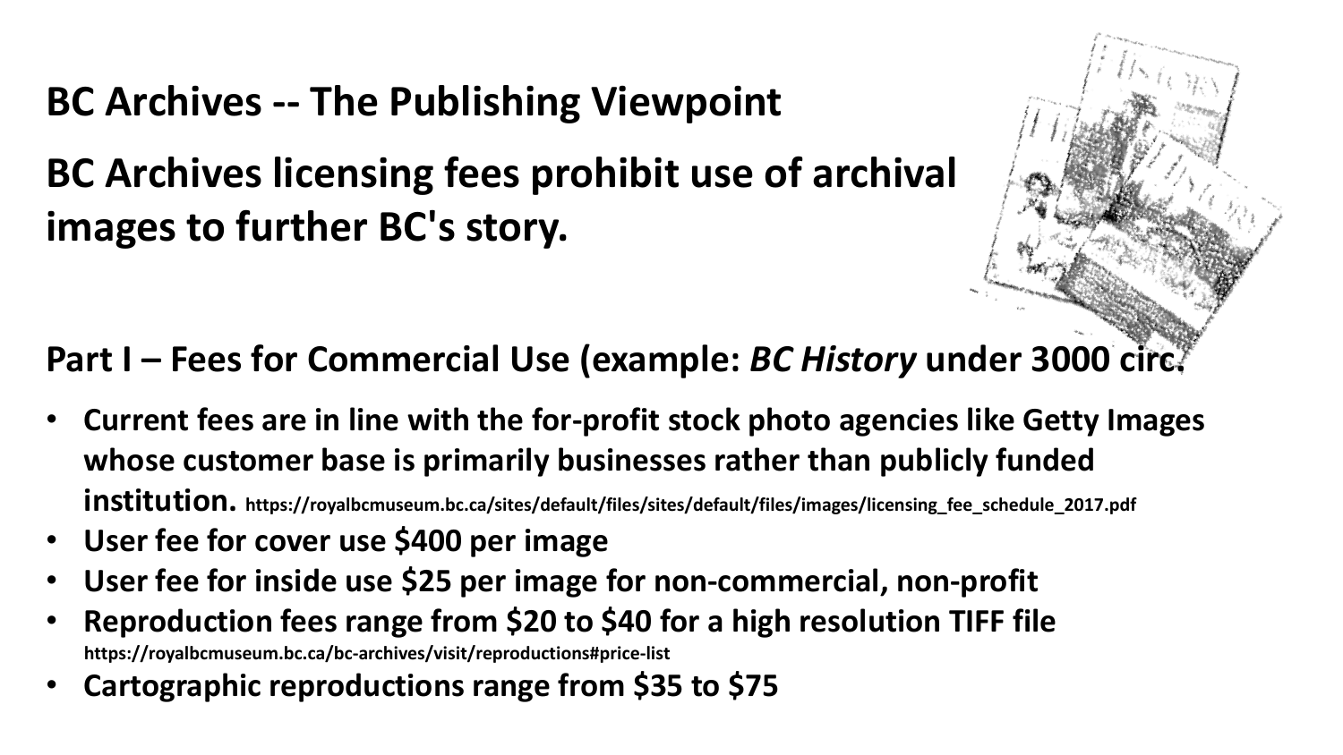# BC Archives -- The Publishing Viewpoint

## BC Archives licensing fees prohibit use of archival images to further BC's story.

### Part I – Fees for Commercial Use (example: *BC History* under 3000 circ.

- **Current fees are in line with the for-profit stock photo agencies like Getty Images whose customer base is primarily businesses rather than publicly funded institution.** https://royalbcmuseum.bc.ca/sites/default/files/sites/default/files/images/licensing_fee_schedule_2017.pdf
- **User fee for cover use $400 per image**
- **User fee for inside use $25 per image for non-commercial, non-profit**
- **Reproduction fees range from $20 to $40 for a high resolution TIFF file** https://royalbcmuseum.bc.ca/bc-archives/visit/reproductions#price-list
- **Cartographic reproductions range from $35 to $75**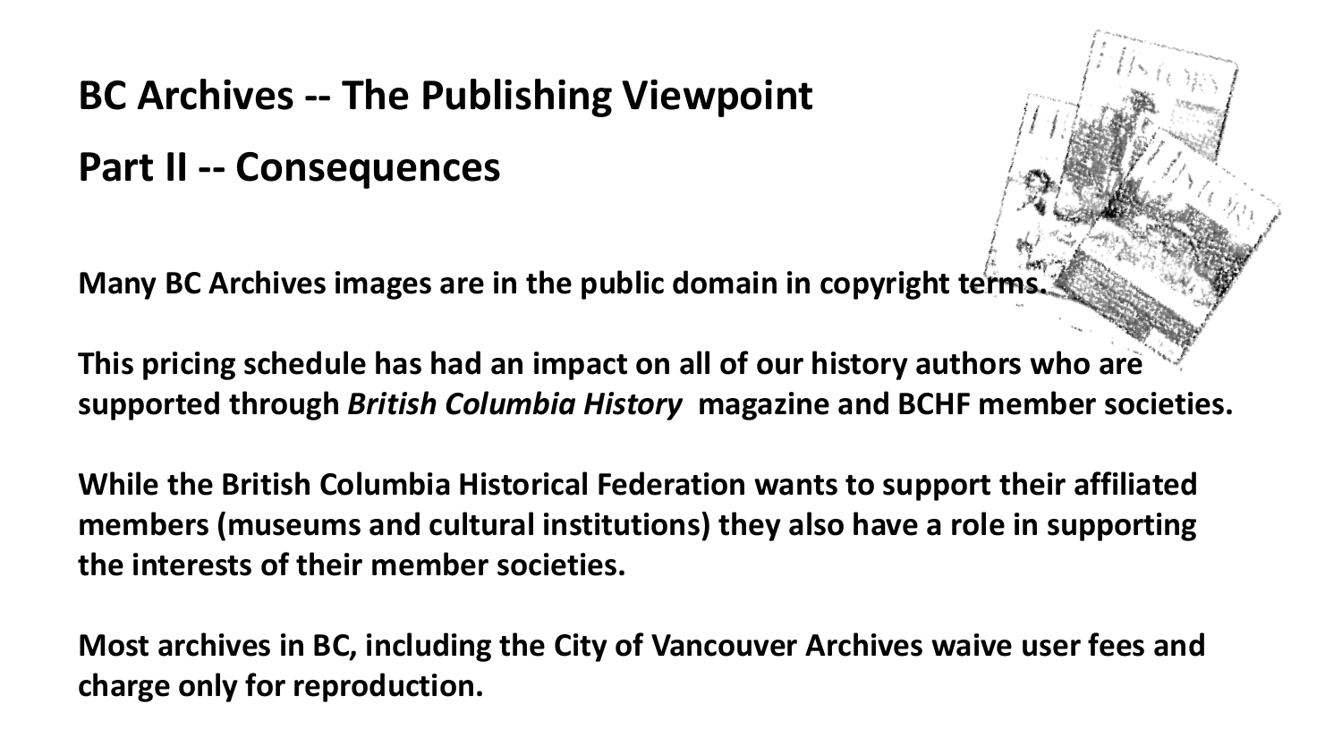# BC Archives -- The Publishing Viewpoint

# Part II -- Consequences

**Many BC Archives images are in the public domain in copyright terms.**

**This pricing schedule has had an impact on all of our history authors who are supported through *British Columbia History* magazine and BCHF member societies.**

**While the British Columbia Historical Federation wants to support their affiliated members (museums and cultural institutions) they also have a role in supporting the interests of their member societies.**

**Most archives in BC, including the City of Vancouver Archives waive user fees and charge only for reproduction.**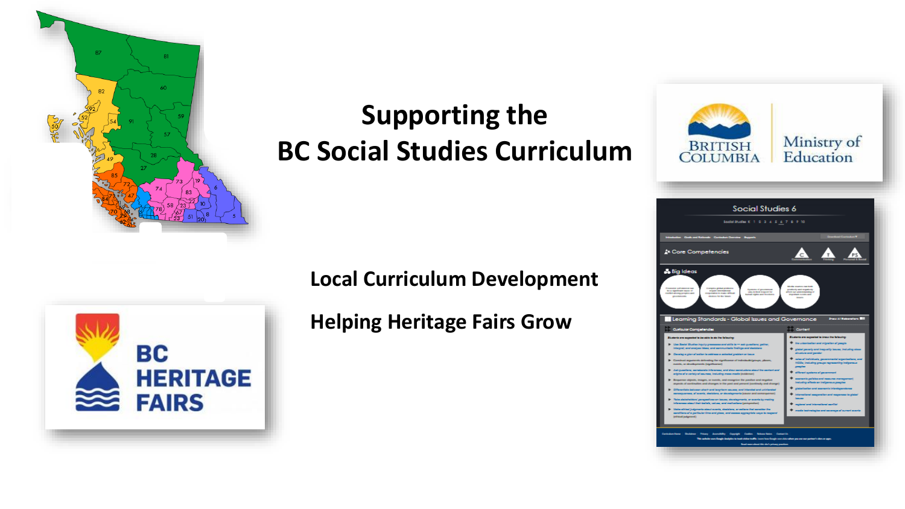# Supporting the BC Social Studies Curriculum

**Local Curriculum Development**

**Helping Heritage Fairs Grow**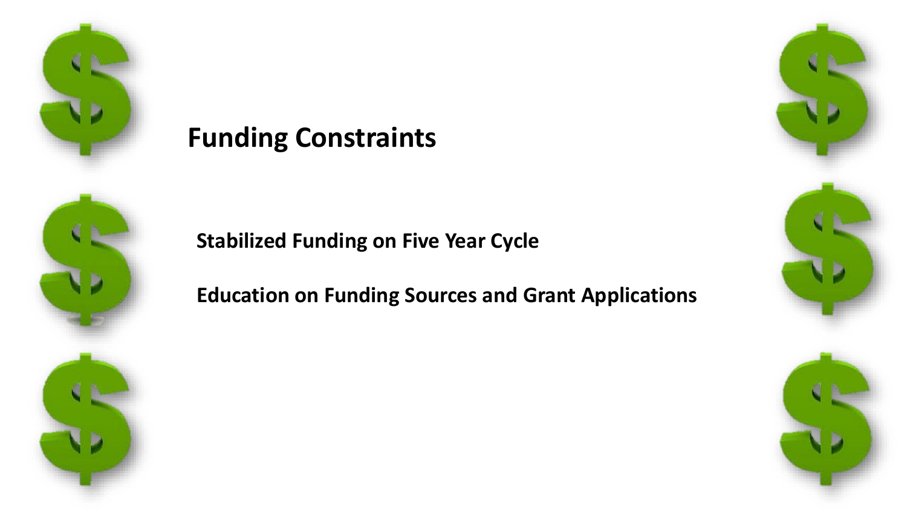# Funding Constraints

**Stabilized Funding on Five Year Cycle**

**Education on Funding Sources and Grant Applications**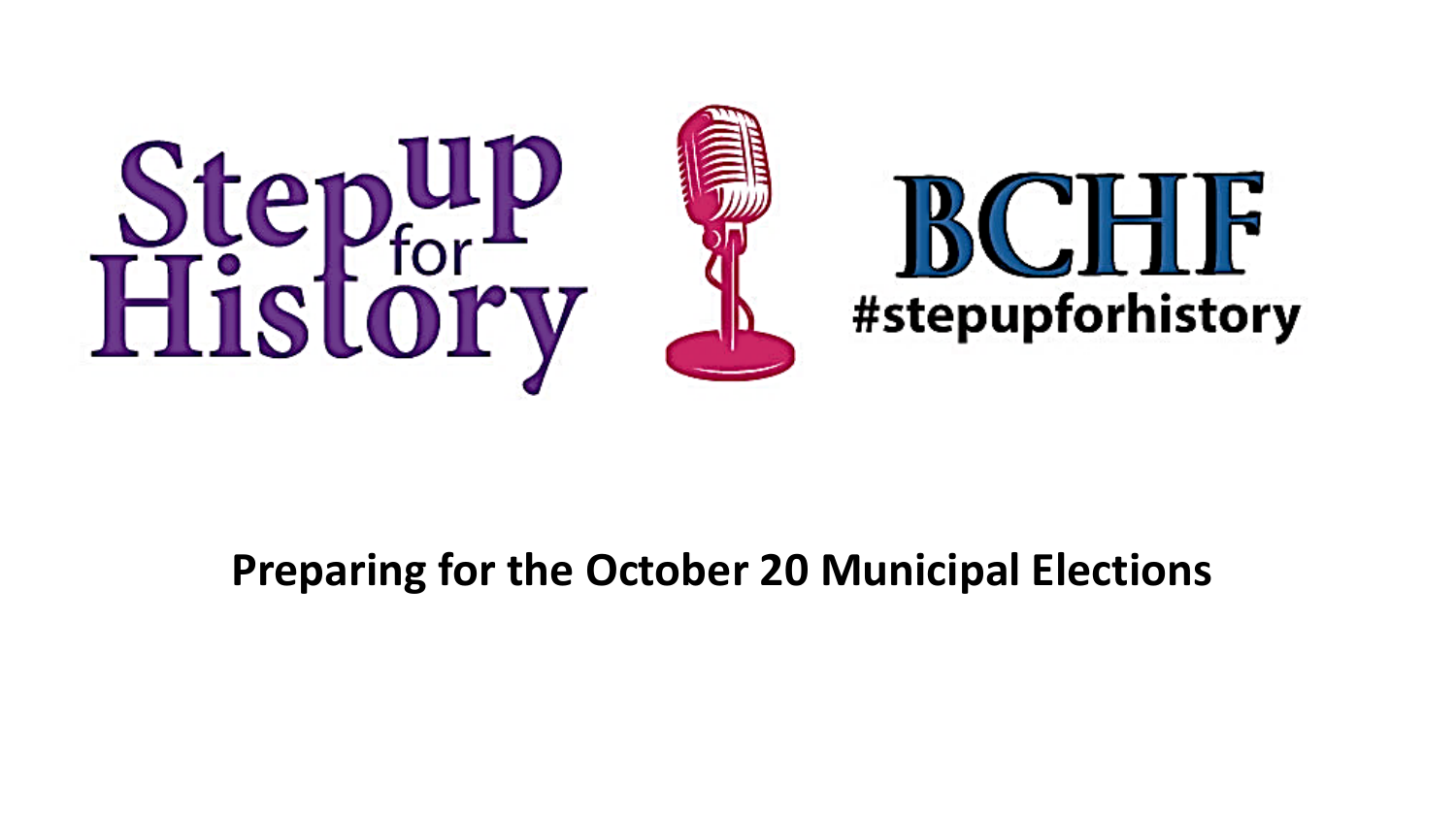Step up for History

BCHF

#stepupforhistory

**Preparing for the October 20 Municipal Elections**